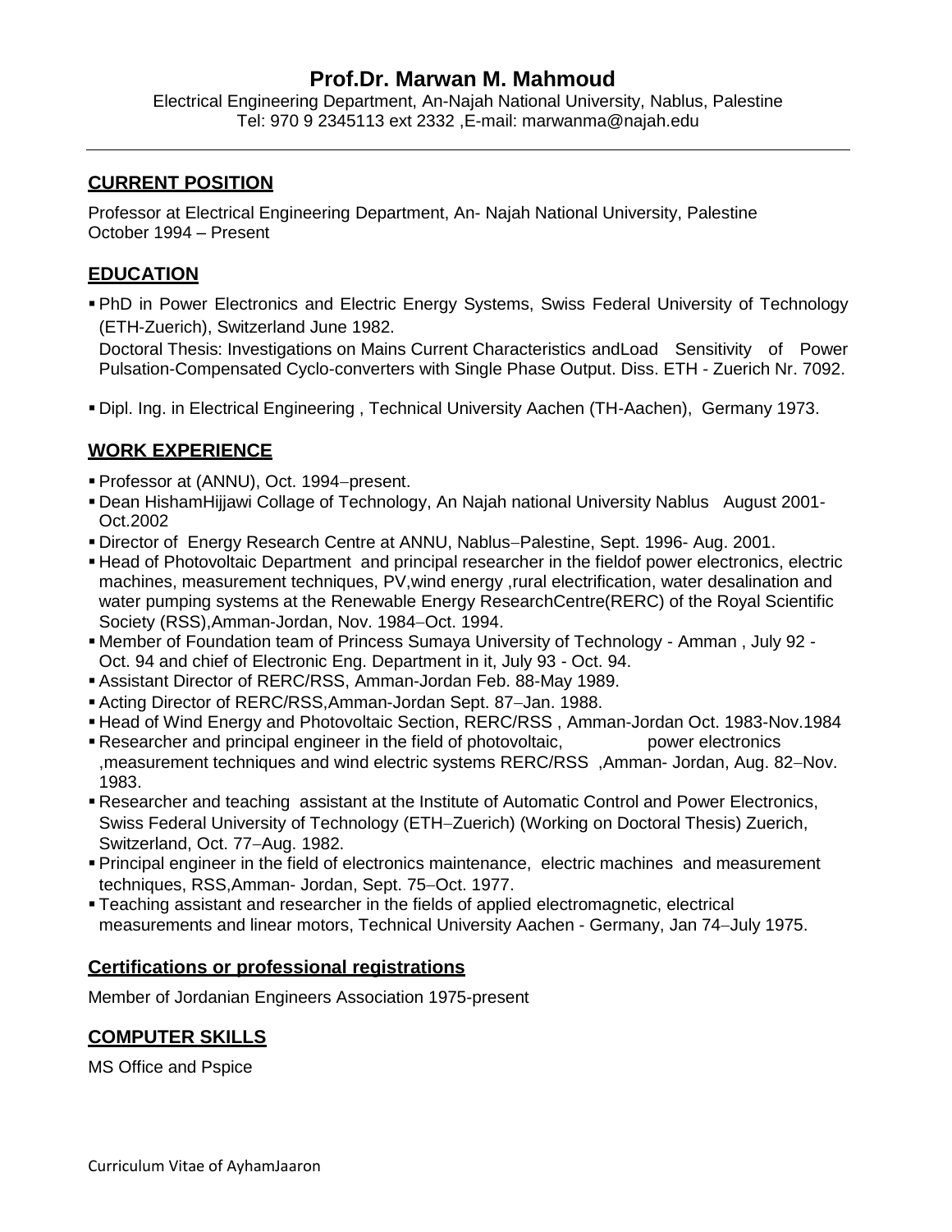# Prof.Dr. Marwan M. Mahmoud

Electrical Engineering Department, An-Najah National University, Nablus, Palestine
Tel: 970 9 2345113 ext 2332 ,E-mail: marwanma@najah.edu

---

## CURRENT POSITION

Professor at Electrical Engineering Department, An- Najah National University, Palestine
October 1994 – Present

## EDUCATION

- PhD in Power Electronics and Electric Energy Systems, Swiss Federal University of Technology (ETH-Zuerich), Switzerland June 1982.
  Doctoral Thesis: Investigations on Mains Current Characteristics andLoad Sensitivity of Power Pulsation-Compensated Cyclo-converters with Single Phase Output. Diss. ETH - Zuerich Nr. 7092.
- Dipl. Ing. in Electrical Engineering , Technical University Aachen (TH-Aachen), Germany 1973.

## WORK EXPERIENCE

- Professor at (ANNU), Oct. 1994–present.
- Dean HishamHijjawi Collage of Technology, An Najah national University Nablus August 2001-Oct.2002
- Director of Energy Research Centre at ANNU, Nablus–Palestine, Sept. 1996- Aug. 2001.
- Head of Photovoltaic Department and principal researcher in the fieldof power electronics, electric machines, measurement techniques, PV,wind energy ,rural electrification, water desalination and water pumping systems at the Renewable Energy ResearchCentre(RERC) of the Royal Scientific Society (RSS),Amman-Jordan, Nov. 1984–Oct. 1994.
- Member of Foundation team of Princess Sumaya University of Technology - Amman , July 92 - Oct. 94 and chief of Electronic Eng. Department in it, July 93 - Oct. 94.
- Assistant Director of RERC/RSS, Amman-Jordan Feb. 88-May 1989.
- Acting Director of RERC/RSS,Amman-Jordan Sept. 87–Jan. 1988.
- Head of Wind Energy and Photovoltaic Section, RERC/RSS , Amman-Jordan Oct. 1983-Nov.1984
- Researcher and principal engineer in the field of photovoltaic, power electronics ,measurement techniques and wind electric systems RERC/RSS ,Amman- Jordan, Aug. 82–Nov. 1983.
- Researcher and teaching assistant at the Institute of Automatic Control and Power Electronics, Swiss Federal University of Technology (ETH–Zuerich) (Working on Doctoral Thesis) Zuerich, Switzerland, Oct. 77–Aug. 1982.
- Principal engineer in the field of electronics maintenance, electric machines and measurement techniques, RSS,Amman- Jordan, Sept. 75–Oct. 1977.
- Teaching assistant and researcher in the fields of applied electromagnetic, electrical measurements and linear motors, Technical University Aachen - Germany, Jan 74–July 1975.

## Certifications or professional registrations

Member of Jordanian Engineers Association 1975-present

## COMPUTER SKILLS

MS Office and Pspice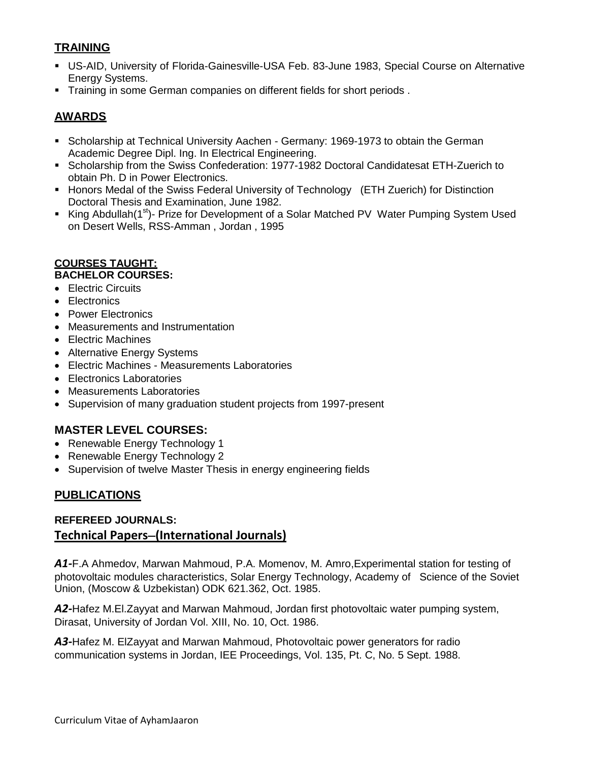## TRAINING

- US-AID, University of Florida-Gainesville-USA Feb. 83-June 1983, Special Course on Alternative Energy Systems.
- Training in some German companies on different fields for short periods .

## AWARDS

- Scholarship at Technical University Aachen - Germany: 1969-1973 to obtain the German Academic Degree Dipl. Ing. In Electrical Engineering.
- Scholarship from the Swiss Confederation: 1977-1982 Doctoral Candidatesat ETH-Zuerich to obtain Ph. D in Power Electronics.
- Honors Medal of the Swiss Federal University of Technology (ETH Zuerich) for Distinction Doctoral Thesis and Examination, June 1982.
- King Abdullah(1st)- Prize for Development of a Solar Matched PV Water Pumping System Used on Desert Wells, RSS-Amman , Jordan , 1995

## COURSES TAUGHT:

### BACHELOR COURSES:

- Electric Circuits
- Electronics
- Power Electronics
- Measurements and Instrumentation
- Electric Machines
- Alternative Energy Systems
- Electric Machines - Measurements Laboratories
- Electronics Laboratories
- Measurements Laboratories
- Supervision of many graduation student projects from 1997-present

### MASTER LEVEL COURSES:

- Renewable Energy Technology 1
- Renewable Energy Technology 2
- Supervision of twelve Master Thesis in energy engineering fields

## PUBLICATIONS

### REFEREED JOURNALS:

### Technical Papers–(International Journals)

***A1-***F.A Ahmedov, Marwan Mahmoud, P.A. Momenov, M. Amro,Experimental station for testing of photovoltaic modules characteristics, Solar Energy Technology, Academy of Science of the Soviet Union, (Moscow & Uzbekistan) ODK 621.362, Oct. 1985.

***A2-***Hafez M.El.Zayyat and Marwan Mahmoud, Jordan first photovoltaic water pumping system, Dirasat, University of Jordan Vol. XIII, No. 10, Oct. 1986.

***A3-***Hafez M. ElZayyat and Marwan Mahmoud, Photovoltaic power generators for radio communication systems in Jordan, IEE Proceedings, Vol. 135, Pt. C, No. 5 Sept. 1988.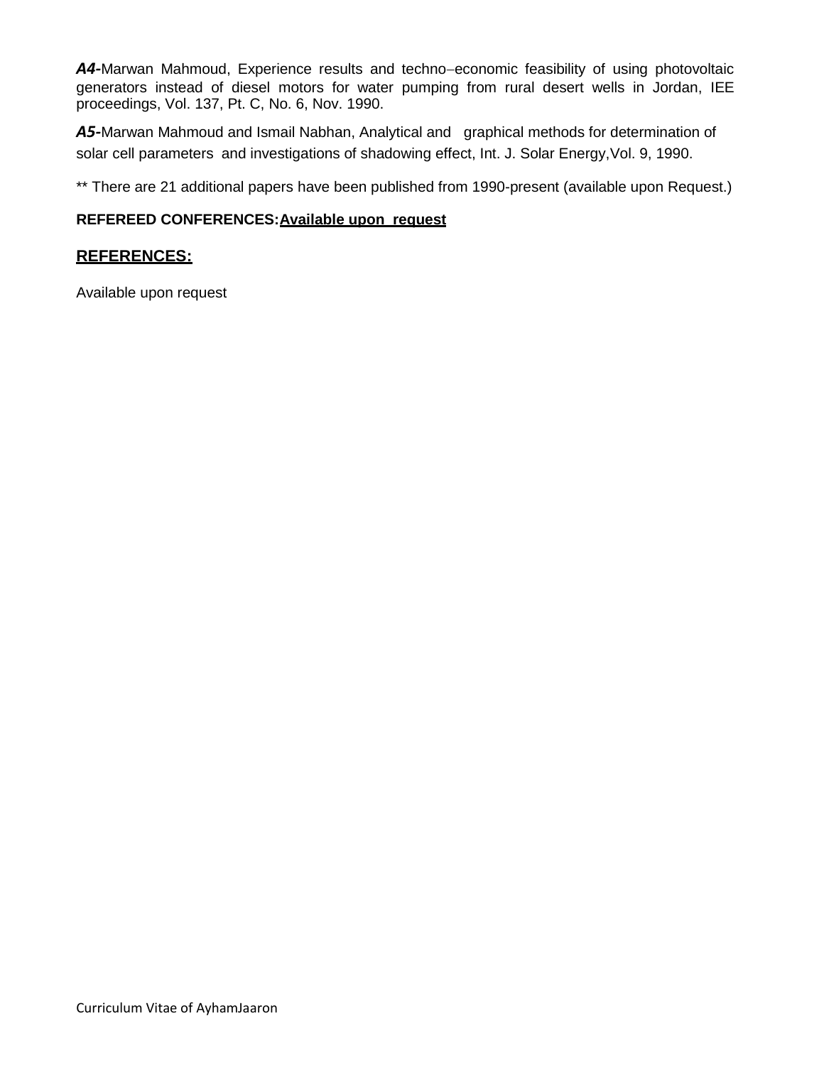***A4***-Marwan Mahmoud, Experience results and techno–economic feasibility of using photovoltaic generators instead of diesel motors for water pumping from rural desert wells in Jordan, IEE proceedings, Vol. 137, Pt. C, No. 6, Nov. 1990.

***A5***-Marwan Mahmoud and Ismail Nabhan, Analytical and graphical methods for determination of solar cell parameters and investigations of shadowing effect, Int. J. Solar Energy,Vol. 9, 1990.

** There are 21 additional papers have been published from 1990-present (available upon Request.)

**REFEREED CONFERENCES:<u>Available upon request</u>**

## <u>REFERENCES:</u>

Available upon request